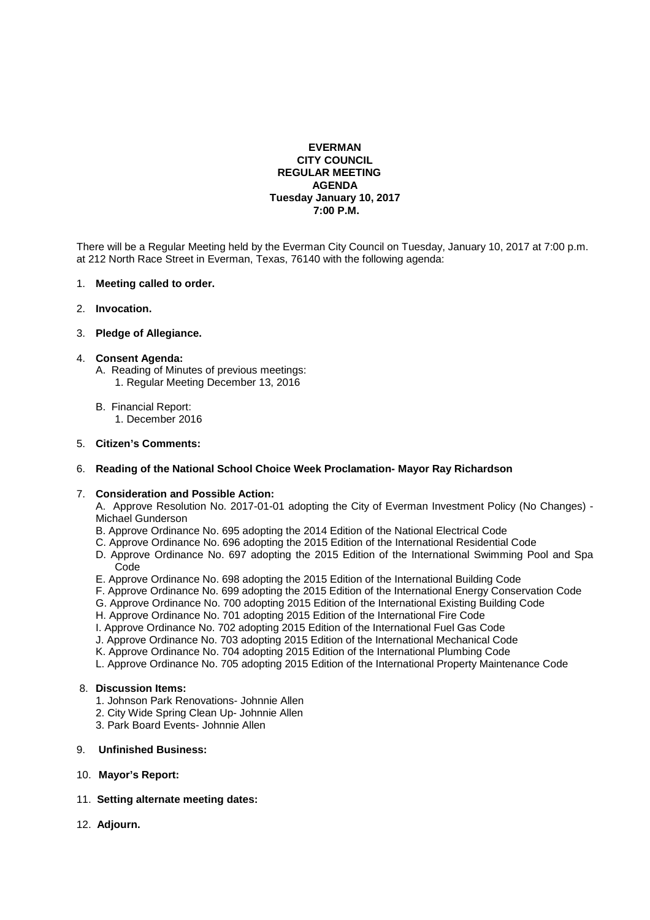**EVERMAN**
**CITY COUNCIL**
**REGULAR MEETING**
**AGENDA**
**Tuesday January 10, 2017**
**7:00 P.M.**

There will be a Regular Meeting held by the Everman City Council on Tuesday, January 10, 2017 at 7:00 p.m. at 212 North Race Street in Everman, Texas, 76140 with the following agenda:

1. **Meeting called to order.**

2. **Invocation.**

3. **Pledge of Allegiance.**

4. **Consent Agenda:**
   - A. Reading of Minutes of previous meetings:
     1. Regular Meeting December 13, 2016
   - B. Financial Report:
     1. December 2016

5. **Citizen's Comments:**

6. **Reading of the National School Choice Week Proclamation- Mayor Ray Richardson**

7. **Consideration and Possible Action:**
   - A. Approve Resolution No. 2017-01-01 adopting the City of Everman Investment Policy (No Changes) - Michael Gunderson
   - B. Approve Ordinance No. 695 adopting the 2014 Edition of the National Electrical Code
   - C. Approve Ordinance No. 696 adopting the 2015 Edition of the International Residential Code
   - D. Approve Ordinance No. 697 adopting the 2015 Edition of the International Swimming Pool and Spa Code
   - E. Approve Ordinance No. 698 adopting the 2015 Edition of the International Building Code
   - F. Approve Ordinance No. 699 adopting the 2015 Edition of the International Energy Conservation Code
   - G. Approve Ordinance No. 700 adopting 2015 Edition of the International Existing Building Code
   - H. Approve Ordinance No. 701 adopting 2015 Edition of the International Fire Code
   - I. Approve Ordinance No. 702 adopting 2015 Edition of the International Fuel Gas Code
   - J. Approve Ordinance No. 703 adopting 2015 Edition of the International Mechanical Code
   - K. Approve Ordinance No. 704 adopting 2015 Edition of the International Plumbing Code
   - L. Approve Ordinance No. 705 adopting 2015 Edition of the International Property Maintenance Code

8. **Discussion Items:**
   1. Johnson Park Renovations- Johnnie Allen
   2. City Wide Spring Clean Up- Johnnie Allen
   3. Park Board Events- Johnnie Allen

9. **Unfinished Business:**

10. **Mayor's Report:**

11. **Setting alternate meeting dates:**

12. **Adjourn.**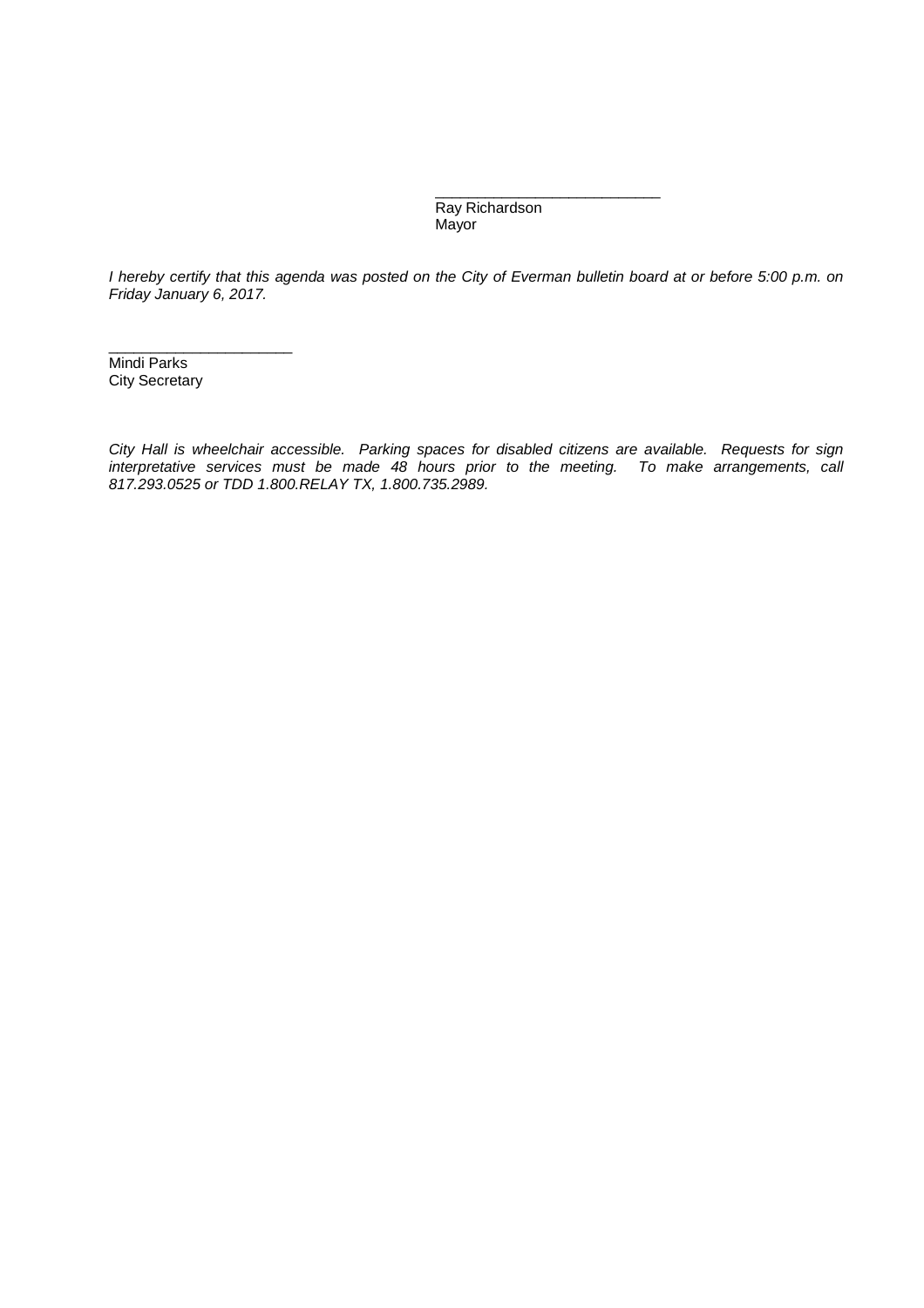\_\_\_\_\_\_\_\_\_\_\_\_\_\_\_\_\_\_\_\_\_\_\_\_\_\_\_
Ray Richardson
Mayor

*I hereby certify that this agenda was posted on the City of Everman bulletin board at or before 5:00 p.m. on Friday January 6, 2017.*

\_\_\_\_\_\_\_\_\_\_\_\_\_\_\_\_\_\_\_\_\_\_
Mindi Parks
City Secretary

*City Hall is wheelchair accessible. Parking spaces for disabled citizens are available. Requests for sign interpretative services must be made 48 hours prior to the meeting. To make arrangements, call 817.293.0525 or TDD 1.800.RELAY TX, 1.800.735.2989.*